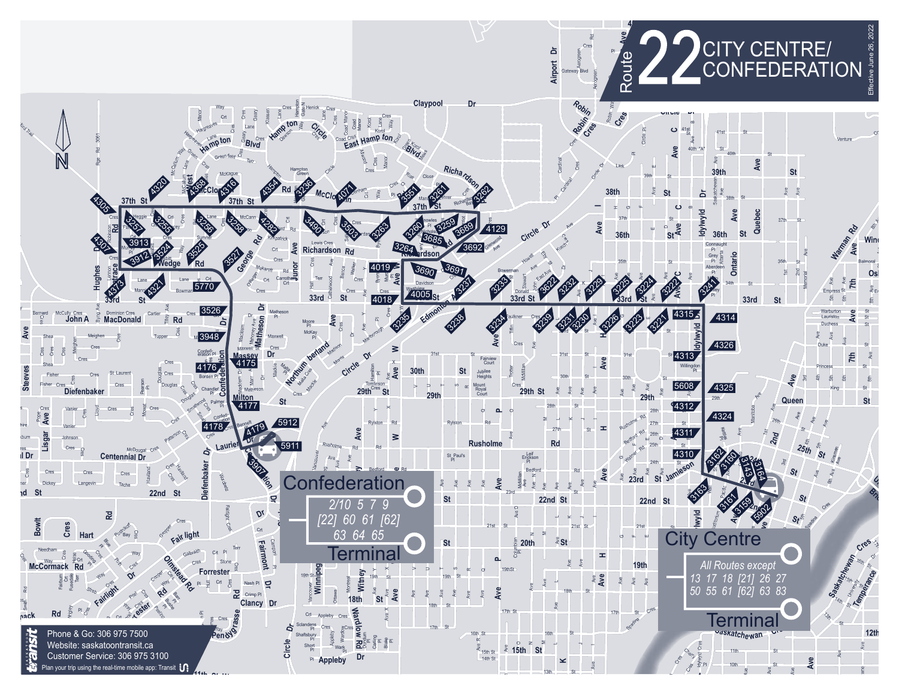# Route 22 CITY CENTRE/ CONFEDERATION

Effective June 26, 2022

## Confederation Terminal

2/10 5 7 9
[22] 60 61 [62]
63 64 65

## City Centre Terminal

All Routes except
13 17 18 [21] 26 27
50 55 61 [62] 63 83

Phone & Go: 306 975 7500
Website: saskatoontransit.ca
Customer Service: 306 975 3100
Plan your trip using the real-time mobile app: Transit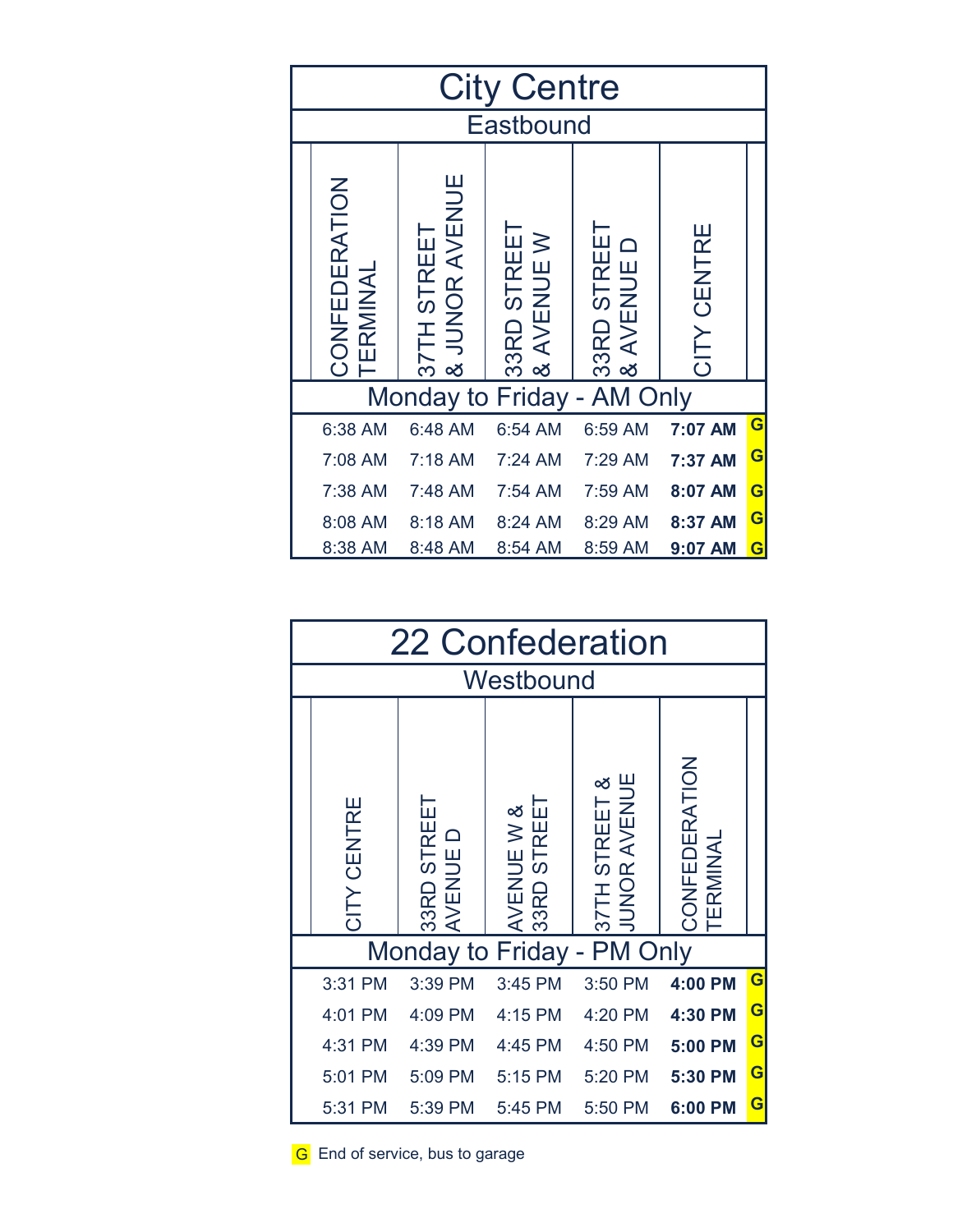## City Centre

### Eastbound

| CONFEDERATION TERMINAL | 37TH STREET & JUNOR AVENUE | 33RD STREET & AVENUE W | 33RD STREET & AVENUE D | CITY CENTRE | |
|---|---|---|---|---|---|
| **Monday to Friday - AM Only** | | | | | |
| 6:38 AM | 6:48 AM | 6:54 AM | 6:59 AM | **7:07 AM** | G |
| 7:08 AM | 7:18 AM | 7:24 AM | 7:29 AM | **7:37 AM** | G |
| 7:38 AM | 7:48 AM | 7:54 AM | 7:59 AM | **8:07 AM** | G |
| 8:08 AM | 8:18 AM | 8:24 AM | 8:29 AM | **8:37 AM** | G |
| 8:38 AM | 8:48 AM | 8:54 AM | 8:59 AM | **9:07 AM** | G |

## 22 Confederation

### Westbound

| CITY CENTRE | 33RD STREET AVENUE D | AVENUE W & 33RD STREET | 37TH STREET & JUNOR AVENUE | CONFEDERATION TERMINAL | |
|---|---|---|---|---|---|
| **Monday to Friday - PM Only** | | | | | |
| 3:31 PM | 3:39 PM | 3:45 PM | 3:50 PM | **4:00 PM** | G |
| 4:01 PM | 4:09 PM | 4:15 PM | 4:20 PM | **4:30 PM** | G |
| 4:31 PM | 4:39 PM | 4:45 PM | 4:50 PM | **5:00 PM** | G |
| 5:01 PM | 5:09 PM | 5:15 PM | 5:20 PM | **5:30 PM** | G |
| 5:31 PM | 5:39 PM | 5:45 PM | 5:50 PM | **6:00 PM** | G |

G End of service, bus to garage